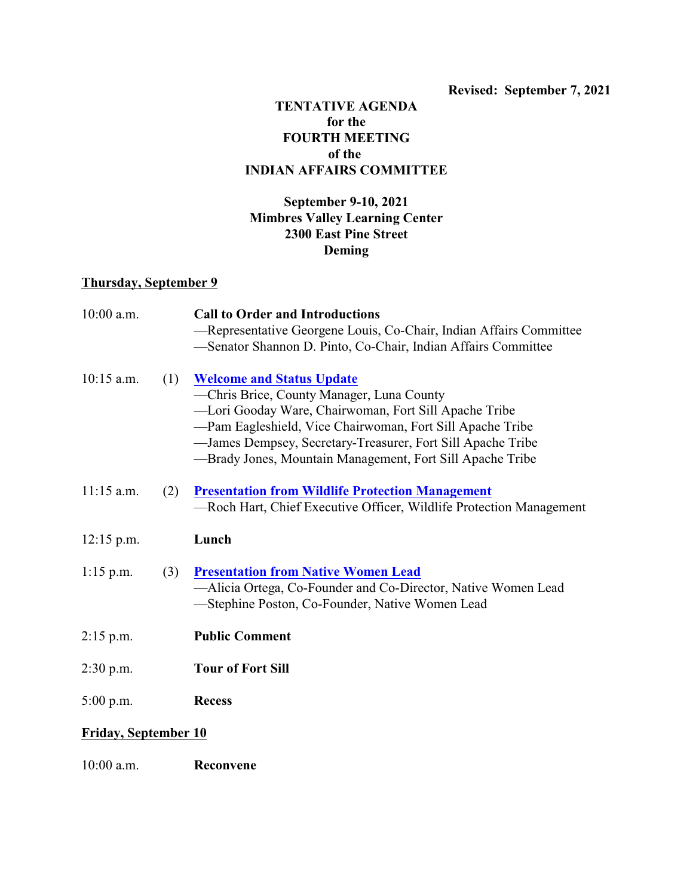**Revised: September 7, 2021**

# TENTATIVE AGENDA
# for the
# FOURTH MEETING
# of the
# INDIAN AFFAIRS COMMITTEE

**September 9-10, 2021**
**Mimbres Valley Learning Center**
**2300 East Pine Street**
**Deming**

## Thursday, September 9

10:00 a.m. **Call to Order and Introductions**
—Representative Georgene Louis, Co-Chair, Indian Affairs Committee
—Senator Shannon D. Pinto, Co-Chair, Indian Affairs Committee

10:15 a.m. (1) **Welcome and Status Update**
—Chris Brice, County Manager, Luna County
—Lori Gooday Ware, Chairwoman, Fort Sill Apache Tribe
—Pam Eagleshield, Vice Chairwoman, Fort Sill Apache Tribe
—James Dempsey, Secretary-Treasurer, Fort Sill Apache Tribe
—Brady Jones, Mountain Management, Fort Sill Apache Tribe

11:15 a.m. (2) **Presentation from Wildlife Protection Management**
—Roch Hart, Chief Executive Officer, Wildlife Protection Management

12:15 p.m. **Lunch**

1:15 p.m. (3) **Presentation from Native Women Lead**
—Alicia Ortega, Co-Founder and Co-Director, Native Women Lead
—Stephine Poston, Co-Founder, Native Women Lead

2:15 p.m. **Public Comment**

2:30 p.m. **Tour of Fort Sill**

5:00 p.m. **Recess**

## Friday, September 10

10:00 a.m. **Reconvene**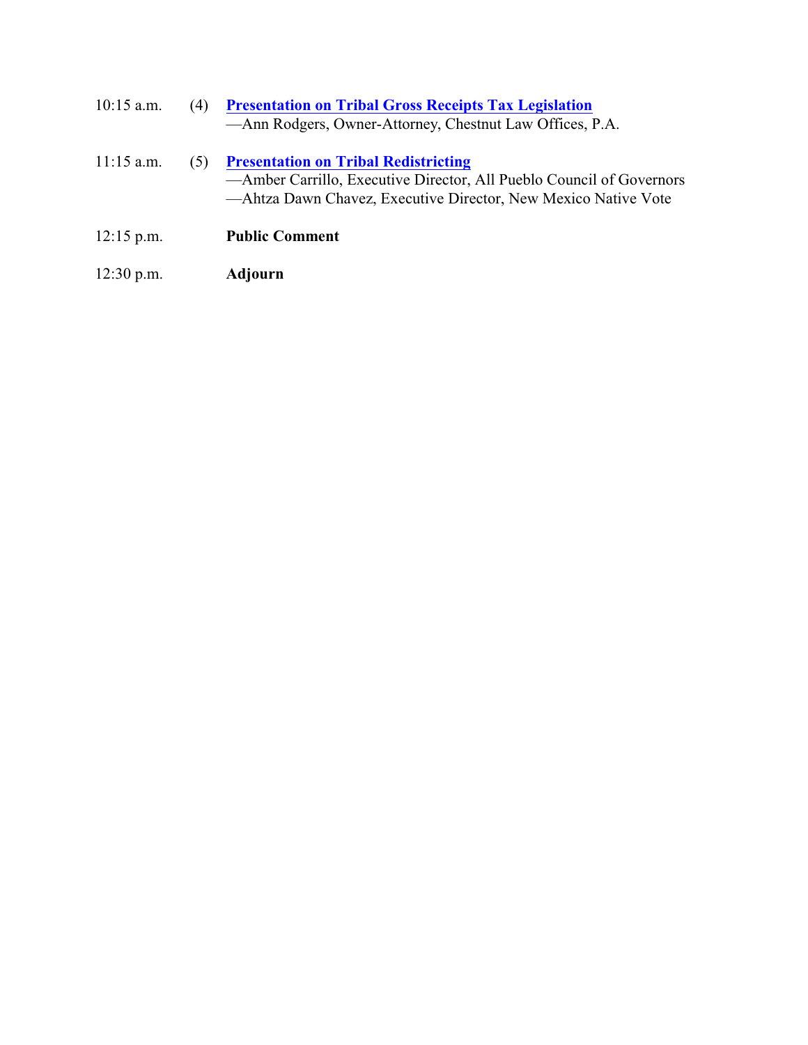10:15 a.m. (4) **Presentation on Tribal Gross Receipts Tax Legislation**
—Ann Rodgers, Owner-Attorney, Chestnut Law Offices, P.A.

11:15 a.m. (5) **Presentation on Tribal Redistricting**
—Amber Carrillo, Executive Director, All Pueblo Council of Governors
—Ahtza Dawn Chavez, Executive Director, New Mexico Native Vote

12:15 p.m. **Public Comment**

12:30 p.m. **Adjourn**